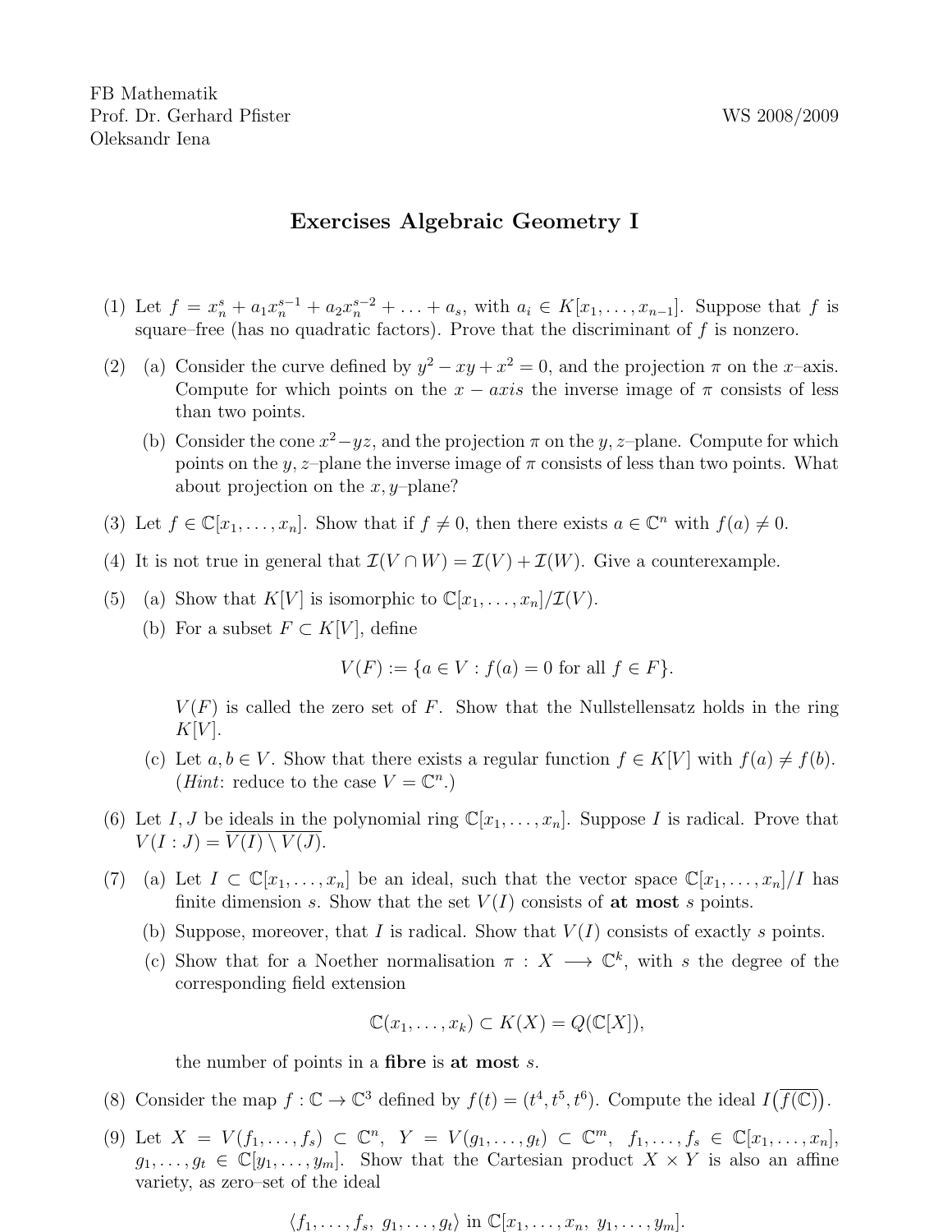FB Mathematik
Prof. Dr. Gerhard Pfister
Oleksandr Iena

WS 2008/2009

# Exercises Algebraic Geometry I

(1) Let $f = x_n^s + a_1 x_n^{s-1} + a_2 x_n^{s-2} + \ldots + a_s$, with $a_i \in K[x_1, \ldots, x_{n-1}]$. Suppose that $f$ is square–free (has no quadratic factors). Prove that the discriminant of $f$ is nonzero.

(2) (a) Consider the curve defined by $y^2 - xy + x^2 = 0$, and the projection $\pi$ on the $x$–axis. Compute for which points on the $x - axis$ the inverse image of $\pi$ consists of less than two points.

(b) Consider the cone $x^2 - yz$, and the projection $\pi$ on the $y, z$–plane. Compute for which points on the $y, z$–plane the inverse image of $\pi$ consists of less than two points. What about projection on the $x, y$–plane?

(3) Let $f \in \mathbb{C}[x_1, \ldots, x_n]$. Show that if $f \neq 0$, then there exists $a \in \mathbb{C}^n$ with $f(a) \neq 0$.

(4) It is not true in general that $\mathcal{I}(V \cap W) = \mathcal{I}(V) + \mathcal{I}(W)$. Give a counterexample.

(5) (a) Show that $K[V]$ is isomorphic to $\mathbb{C}[x_1, \ldots, x_n]/\mathcal{I}(V)$.

(b) For a subset $F \subset K[V]$, define

$$V(F) := \{a \in V : f(a) = 0 \text{ for all } f \in F\}.$$

$V(F)$ is called the zero set of $F$. Show that the Nullstellensatz holds in the ring $K[V]$.

(c) Let $a, b \in V$. Show that there exists a regular function $f \in K[V]$ with $f(a) \neq f(b)$. (*Hint*: reduce to the case $V = \mathbb{C}^n$.)

(6) Let $I, J$ be ideals in the polynomial ring $\mathbb{C}[x_1, \ldots, x_n]$. Suppose $I$ is radical. Prove that $V(I : J) = \overline{V(I) \setminus V(J)}$.

(7) (a) Let $I \subset \mathbb{C}[x_1, \ldots, x_n]$ be an ideal, such that the vector space $\mathbb{C}[x_1, \ldots, x_n]/I$ has finite dimension $s$. Show that the set $V(I)$ consists of **at most** $s$ points.

(b) Suppose, moreover, that $I$ is radical. Show that $V(I)$ consists of exactly $s$ points.

(c) Show that for a Noether normalisation $\pi : X \longrightarrow \mathbb{C}^k$, with $s$ the degree of the corresponding field extension

$$\mathbb{C}(x_1, \ldots, x_k) \subset K(X) = Q(\mathbb{C}[X]),$$

the number of points in a **fibre** is **at most** $s$.

(8) Consider the map $f : \mathbb{C} \to \mathbb{C}^3$ defined by $f(t) = (t^4, t^5, t^6)$. Compute the ideal $I\big(\overline{f(\mathbb{C})}\big)$.

(9) Let $X = V(f_1, \ldots, f_s) \subset \mathbb{C}^n$, $Y = V(g_1, \ldots, g_t) \subset \mathbb{C}^m$, $f_1, \ldots, f_s \in \mathbb{C}[x_1, \ldots, x_n]$, $g_1, \ldots, g_t \in \mathbb{C}[y_1, \ldots, y_m]$. Show that the Cartesian product $X \times Y$ is also an affine variety, as zero–set of the ideal

$$\langle f_1, \ldots, f_s,\ g_1, \ldots, g_t \rangle \text{ in } \mathbb{C}[x_1, \ldots, x_n,\ y_1, \ldots, y_m].$$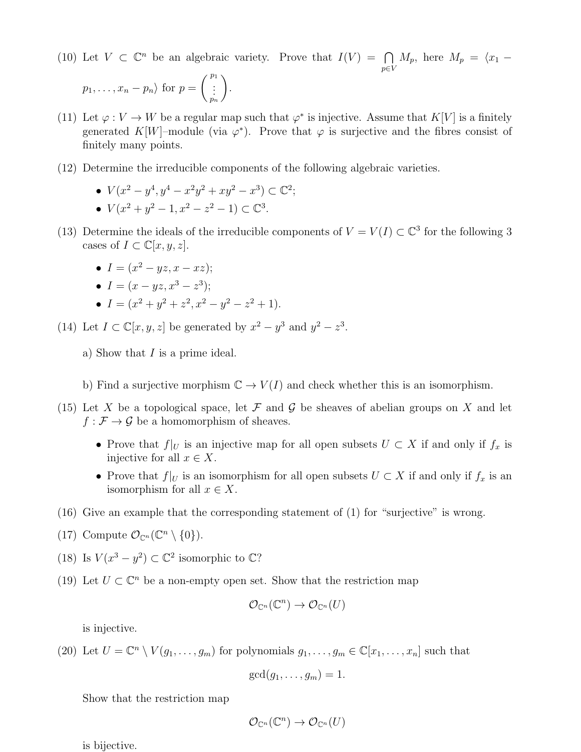(10) Let $V \subset \mathbb{C}^n$ be an algebraic variety. Prove that $I(V) = \bigcap_{p \in V} M_p$, here $M_p = \langle x_1 - p_1, \ldots, x_n - p_n \rangle$ for $p = \begin{pmatrix} p_1 \\ \vdots \\ p_n \end{pmatrix}$.

(11) Let $\varphi : V \to W$ be a regular map such that $\varphi^*$ is injective. Assume that $K[V]$ is a finitely generated $K[W]$–module (via $\varphi^*$). Prove that $\varphi$ is surjective and the fibres consist of finitely many points.

(12) Determine the irreducible components of the following algebraic varieties.

- $V(x^2 - y^4, y^4 - x^2y^2 + xy^2 - x^3) \subset \mathbb{C}^2$;
- $V(x^2 + y^2 - 1, x^2 - z^2 - 1) \subset \mathbb{C}^3$.

(13) Determine the ideals of the irreducible components of $V = V(I) \subset \mathbb{C}^3$ for the following 3 cases of $I \subset \mathbb{C}[x, y, z]$.

- $I = (x^2 - yz, x - xz)$;
- $I = (x - yz, x^3 - z^3)$;
- $I = (x^2 + y^2 + z^2, x^2 - y^2 - z^2 + 1)$.

(14) Let $I \subset \mathbb{C}[x, y, z]$ be generated by $x^2 - y^3$ and $y^2 - z^3$.

a) Show that $I$ is a prime ideal.

b) Find a surjective morphism $\mathbb{C} \to V(I)$ and check whether this is an isomorphism.

(15) Let $X$ be a topological space, let $\mathcal{F}$ and $\mathcal{G}$ be sheaves of abelian groups on $X$ and let $f : \mathcal{F} \to \mathcal{G}$ be a homomorphism of sheaves.

- Prove that $f|_U$ is an injective map for all open subsets $U \subset X$ if and only if $f_x$ is injective for all $x \in X$.
- Prove that $f|_U$ is an isomorphism for all open subsets $U \subset X$ if and only if $f_x$ is an isomorphism for all $x \in X$.

(16) Give an example that the corresponding statement of (1) for "surjective" is wrong.

(17) Compute $\mathcal{O}_{\mathbb{C}^n}(\mathbb{C}^n \setminus \{0\})$.

(18) Is $V(x^3 - y^2) \subset \mathbb{C}^2$ isomorphic to $\mathbb{C}$?

(19) Let $U \subset \mathbb{C}^n$ be a non-empty open set. Show that the restriction map

$$\mathcal{O}_{\mathbb{C}^n}(\mathbb{C}^n) \to \mathcal{O}_{\mathbb{C}^n}(U)$$

is injective.

(20) Let $U = \mathbb{C}^n \setminus V(g_1, \ldots, g_m)$ for polynomials $g_1, \ldots, g_m \in \mathbb{C}[x_1, \ldots, x_n]$ such that

$$\gcd(g_1, \ldots, g_m) = 1.$$

Show that the restriction map

$$\mathcal{O}_{\mathbb{C}^n}(\mathbb{C}^n) \to \mathcal{O}_{\mathbb{C}^n}(U)$$

is bijective.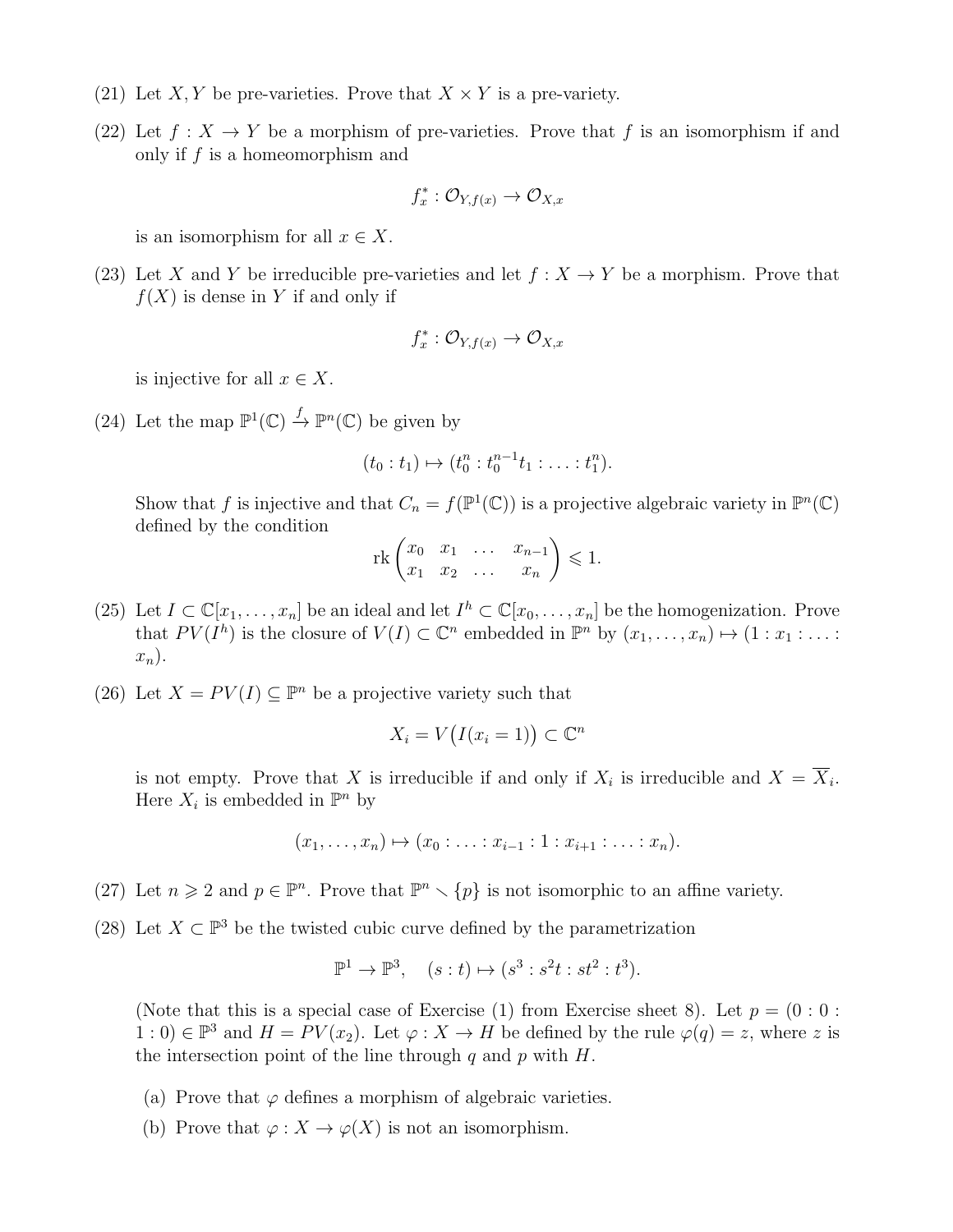(21) Let $X, Y$ be pre-varieties. Prove that $X \times Y$ is a pre-variety.

(22) Let $f : X \to Y$ be a morphism of pre-varieties. Prove that $f$ is an isomorphism if and only if $f$ is a homeomorphism and

$$f_x^* : \mathcal{O}_{Y,f(x)} \to \mathcal{O}_{X,x}$$

is an isomorphism for all $x \in X$.

(23) Let $X$ and $Y$ be irreducible pre-varieties and let $f : X \to Y$ be a morphism. Prove that $f(X)$ is dense in $Y$ if and only if

$$f_x^* : \mathcal{O}_{Y,f(x)} \to \mathcal{O}_{X,x}$$

is injective for all $x \in X$.

(24) Let the map $\mathbb{P}^1(\mathbb{C}) \xrightarrow{f} \mathbb{P}^n(\mathbb{C})$ be given by

$$(t_0 : t_1) \mapsto (t_0^n : t_0^{n-1}t_1 : \ldots : t_1^n).$$

Show that $f$ is injective and that $C_n = f(\mathbb{P}^1(\mathbb{C}))$ is a projective algebraic variety in $\mathbb{P}^n(\mathbb{C})$ defined by the condition

$$\operatorname{rk}\begin{pmatrix} x_0 & x_1 & \ldots & x_{n-1} \\ x_1 & x_2 & \ldots & x_n \end{pmatrix} \leqslant 1.$$

(25) Let $I \subset \mathbb{C}[x_1, \ldots, x_n]$ be an ideal and let $I^h \subset \mathbb{C}[x_0, \ldots, x_n]$ be the homogenization. Prove that $PV(I^h)$ is the closure of $V(I) \subset \mathbb{C}^n$ embedded in $\mathbb{P}^n$ by $(x_1, \ldots, x_n) \mapsto (1 : x_1 : \ldots : x_n)$.

(26) Let $X = PV(I) \subseteq \mathbb{P}^n$ be a projective variety such that

$$X_i = V\big(I(x_i = 1)\big) \subset \mathbb{C}^n$$

is not empty. Prove that $X$ is irreducible if and only if $X_i$ is irreducible and $X = \overline{X_i}$. Here $X_i$ is embedded in $\mathbb{P}^n$ by

$$(x_1, \ldots, x_n) \mapsto (x_0 : \ldots : x_{i-1} : 1 : x_{i+1} : \ldots : x_n).$$

(27) Let $n \geqslant 2$ and $p \in \mathbb{P}^n$. Prove that $\mathbb{P}^n \setminus \{p\}$ is not isomorphic to an affine variety.

(28) Let $X \subset \mathbb{P}^3$ be the twisted cubic curve defined by the parametrization

$$\mathbb{P}^1 \to \mathbb{P}^3, \quad (s : t) \mapsto (s^3 : s^2t : st^2 : t^3).$$

(Note that this is a special case of Exercise (1) from Exercise sheet 8). Let $p = (0 : 0 : 1 : 0) \in \mathbb{P}^3$ and $H = PV(x_2)$. Let $\varphi : X \to H$ be defined by the rule $\varphi(q) = z$, where $z$ is the intersection point of the line through $q$ and $p$ with $H$.

(a) Prove that $\varphi$ defines a morphism of algebraic varieties.

(b) Prove that $\varphi : X \to \varphi(X)$ is not an isomorphism.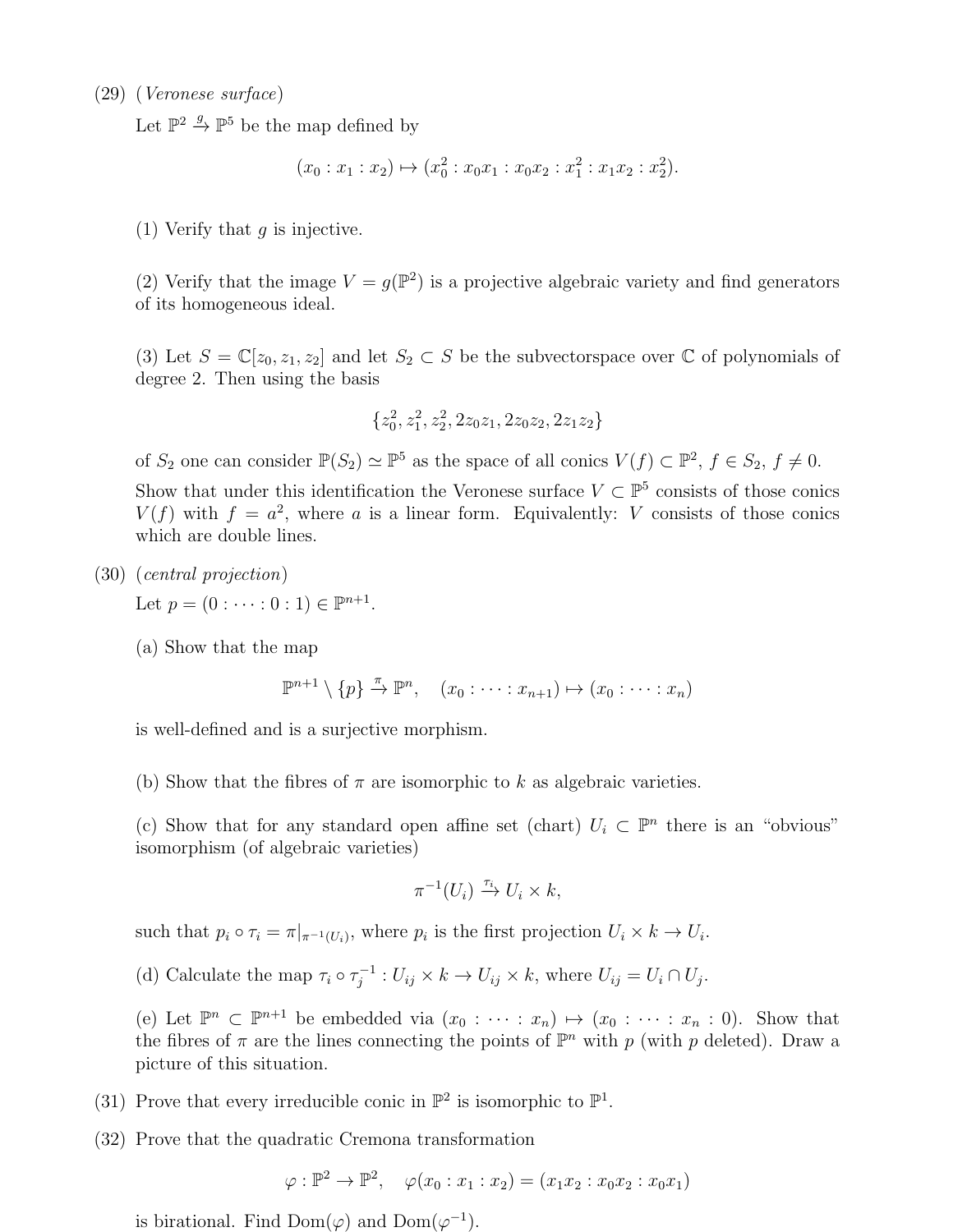(29) (*Veronese surface*)

Let $\mathbb{P}^2 \xrightarrow{g} \mathbb{P}^5$ be the map defined by

$$(x_0 : x_1 : x_2) \mapsto (x_0^2 : x_0x_1 : x_0x_2 : x_1^2 : x_1x_2 : x_2^2).$$

(1) Verify that $g$ is injective.

(2) Verify that the image $V = g(\mathbb{P}^2)$ is a projective algebraic variety and find generators of its homogeneous ideal.

(3) Let $S = \mathbb{C}[z_0, z_1, z_2]$ and let $S_2 \subset S$ be the subvectorspace over $\mathbb{C}$ of polynomials of degree 2. Then using the basis

$$\{z_0^2, z_1^2, z_2^2, 2z_0z_1, 2z_0z_2, 2z_1z_2\}$$

of $S_2$ one can consider $\mathbb{P}(S_2) \simeq \mathbb{P}^5$ as the space of all conics $V(f) \subset \mathbb{P}^2$, $f \in S_2$, $f \neq 0$.

Show that under this identification the Veronese surface $V \subset \mathbb{P}^5$ consists of those conics $V(f)$ with $f = a^2$, where $a$ is a linear form. Equivalently: $V$ consists of those conics which are double lines.

(30) (*central projection*)

Let $p = (0 : \cdots : 0 : 1) \in \mathbb{P}^{n+1}$.

(a) Show that the map

$$\mathbb{P}^{n+1} \setminus \{p\} \xrightarrow{\pi} \mathbb{P}^n, \quad (x_0 : \cdots : x_{n+1}) \mapsto (x_0 : \cdots : x_n)$$

is well-defined and is a surjective morphism.

(b) Show that the fibres of $\pi$ are isomorphic to $k$ as algebraic varieties.

(c) Show that for any standard open affine set (chart) $U_i \subset \mathbb{P}^n$ there is an "obvious" isomorphism (of algebraic varieties)

$$\pi^{-1}(U_i) \xrightarrow{\tau_i} U_i \times k,$$

such that $p_i \circ \tau_i = \pi|_{\pi^{-1}(U_i)}$, where $p_i$ is the first projection $U_i \times k \to U_i$.

(d) Calculate the map $\tau_i \circ \tau_j^{-1} : U_{ij} \times k \to U_{ij} \times k$, where $U_{ij} = U_i \cap U_j$.

(e) Let $\mathbb{P}^n \subset \mathbb{P}^{n+1}$ be embedded via $(x_0 : \cdots : x_n) \mapsto (x_0 : \cdots : x_n : 0)$. Show that the fibres of $\pi$ are the lines connecting the points of $\mathbb{P}^n$ with $p$ (with $p$ deleted). Draw a picture of this situation.

(31) Prove that every irreducible conic in $\mathbb{P}^2$ is isomorphic to $\mathbb{P}^1$.

(32) Prove that the quadratic Cremona transformation

$$\varphi : \mathbb{P}^2 \to \mathbb{P}^2, \quad \varphi(x_0 : x_1 : x_2) = (x_1x_2 : x_0x_2 : x_0x_1)$$

is birational. Find $\mathrm{Dom}(\varphi)$ and $\mathrm{Dom}(\varphi^{-1})$.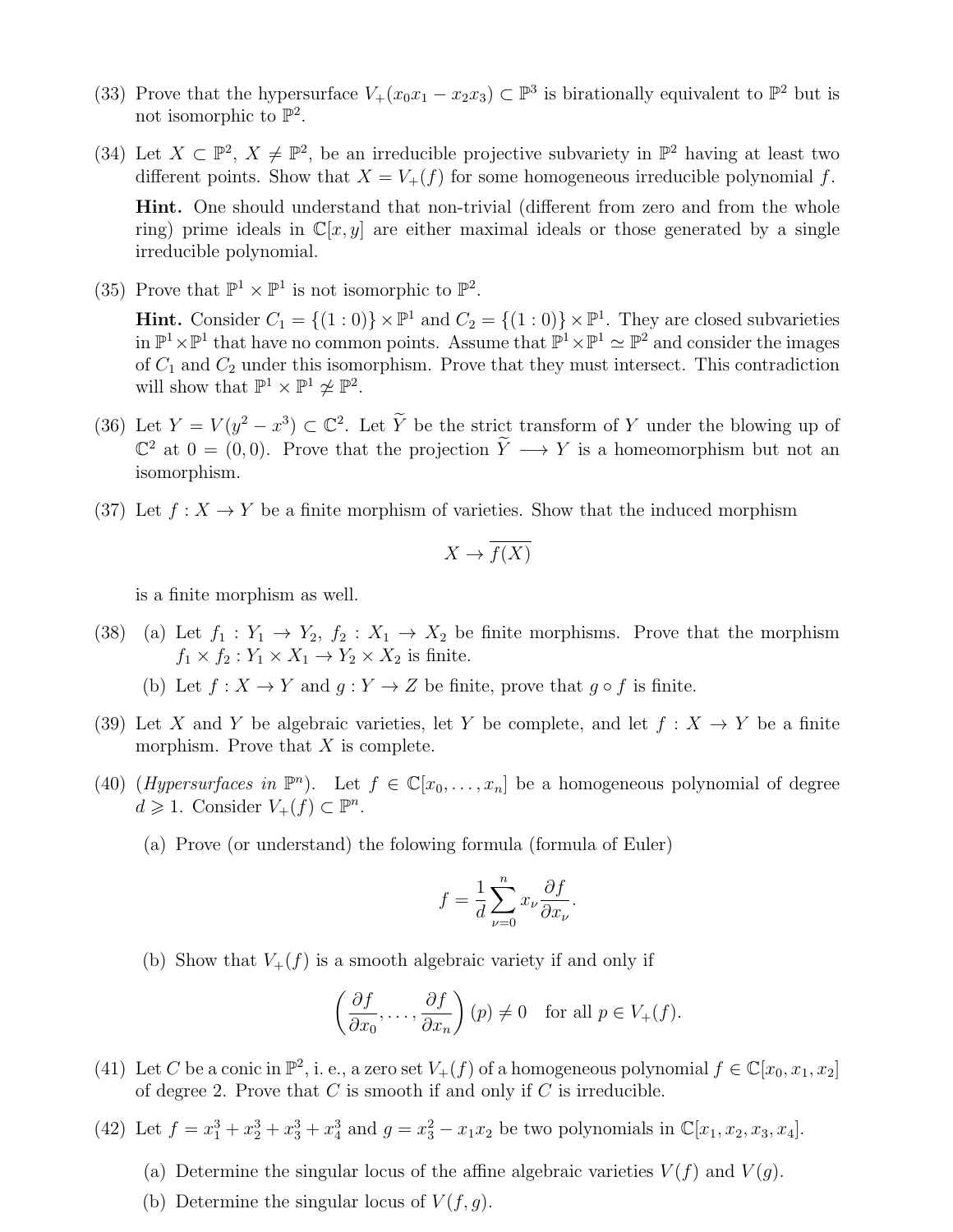(33) Prove that the hypersurface $V_+(x_0x_1 - x_2x_3) \subset \mathbb{P}^3$ is birationally equivalent to $\mathbb{P}^2$ but is not isomorphic to $\mathbb{P}^2$.

(34) Let $X \subset \mathbb{P}^2$, $X \neq \mathbb{P}^2$, be an irreducible projective subvariety in $\mathbb{P}^2$ having at least two different points. Show that $X = V_+(f)$ for some homogeneous irreducible polynomial $f$.

**Hint.** One should understand that non-trivial (different from zero and from the whole ring) prime ideals in $\mathbb{C}[x, y]$ are either maximal ideals or those generated by a single irreducible polynomial.

(35) Prove that $\mathbb{P}^1 \times \mathbb{P}^1$ is not isomorphic to $\mathbb{P}^2$.

**Hint.** Consider $C_1 = \{(1 : 0)\} \times \mathbb{P}^1$ and $C_2 = \{(1 : 0)\} \times \mathbb{P}^1$. They are closed subvarieties in $\mathbb{P}^1 \times \mathbb{P}^1$ that have no common points. Assume that $\mathbb{P}^1 \times \mathbb{P}^1 \simeq \mathbb{P}^2$ and consider the images of $C_1$ and $C_2$ under this isomorphism. Prove that they must intersect. This contradiction will show that $\mathbb{P}^1 \times \mathbb{P}^1 \not\simeq \mathbb{P}^2$.

(36) Let $Y = V(y^2 - x^3) \subset \mathbb{C}^2$. Let $\widetilde{Y}$ be the strict transform of $Y$ under the blowing up of $\mathbb{C}^2$ at $0 = (0, 0)$. Prove that the projection $\widetilde{Y} \longrightarrow Y$ is a homeomorphism but not an isomorphism.

(37) Let $f : X \to Y$ be a finite morphism of varieties. Show that the induced morphism

$$X \to \overline{f(X)}$$

is a finite morphism as well.

(38) (a) Let $f_1 : Y_1 \to Y_2$, $f_2 : X_1 \to X_2$ be finite morphisms. Prove that the morphism $f_1 \times f_2 : Y_1 \times X_1 \to Y_2 \times X_2$ is finite.

(b) Let $f : X \to Y$ and $g : Y \to Z$ be finite, prove that $g \circ f$ is finite.

(39) Let $X$ and $Y$ be algebraic varieties, let $Y$ be complete, and let $f : X \to Y$ be a finite morphism. Prove that $X$ is complete.

(40) (*Hypersurfaces in* $\mathbb{P}^n$). Let $f \in \mathbb{C}[x_0, \ldots, x_n]$ be a homogeneous polynomial of degree $d \geqslant 1$. Consider $V_+(f) \subset \mathbb{P}^n$.

(a) Prove (or understand) the folowing formula (formula of Euler)

$$f = \frac{1}{d} \sum_{\nu=0}^{n} x_\nu \frac{\partial f}{\partial x_\nu}.$$

(b) Show that $V_+(f)$ is a smooth algebraic variety if and only if

$$\left( \frac{\partial f}{\partial x_0}, \ldots, \frac{\partial f}{\partial x_n} \right)(p) \neq 0 \quad \text{for all } p \in V_+(f).$$

(41) Let $C$ be a conic in $\mathbb{P}^2$, i. e., a zero set $V_+(f)$ of a homogeneous polynomial $f \in \mathbb{C}[x_0, x_1, x_2]$ of degree 2. Prove that $C$ is smooth if and only if $C$ is irreducible.

(42) Let $f = x_1^3 + x_2^3 + x_3^3 + x_4^3$ and $g = x_3^2 - x_1x_2$ be two polynomials in $\mathbb{C}[x_1, x_2, x_3, x_4]$.

(a) Determine the singular locus of the affine algebraic varieties $V(f)$ and $V(g)$.

(b) Determine the singular locus of $V(f, g)$.